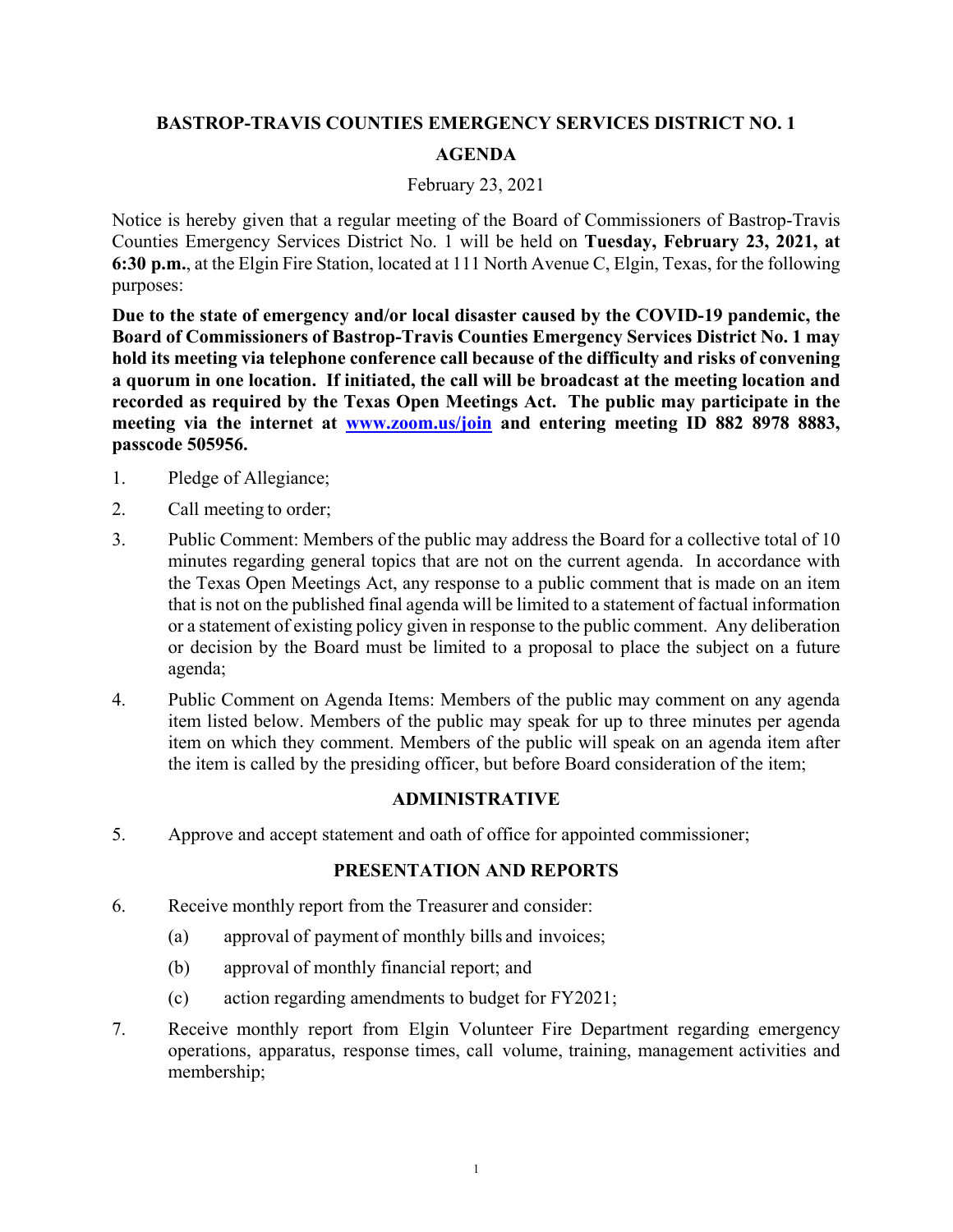# BASTROP-TRAVIS COUNTIES EMERGENCY SERVICES DISTRICT NO. 1

## AGENDA

February 23, 2021

Notice is hereby given that a regular meeting of the Board of Commissioners of Bastrop-Travis Counties Emergency Services District No. 1 will be held on **Tuesday, February 23, 2021, at 6:30 p.m.**, at the Elgin Fire Station, located at 111 North Avenue C, Elgin, Texas, for the following purposes:

**Due to the state of emergency and/or local disaster caused by the COVID-19 pandemic, the Board of Commissioners of Bastrop-Travis Counties Emergency Services District No. 1 may hold its meeting via telephone conference call because of the difficulty and risks of convening a quorum in one location. If initiated, the call will be broadcast at the meeting location and recorded as required by the Texas Open Meetings Act. The public may participate in the meeting via the internet at [www.zoom.us/join](http://www.zoom.us/join) and entering meeting ID 882 8978 8883, passcode 505956.**

1. Pledge of Allegiance;
2. Call meeting to order;
3. Public Comment: Members of the public may address the Board for a collective total of 10 minutes regarding general topics that are not on the current agenda. In accordance with the Texas Open Meetings Act, any response to a public comment that is made on an item that is not on the published final agenda will be limited to a statement of factual information or a statement of existing policy given in response to the public comment. Any deliberation or decision by the Board must be limited to a proposal to place the subject on a future agenda;
4. Public Comment on Agenda Items: Members of the public may comment on any agenda item listed below. Members of the public may speak for up to three minutes per agenda item on which they comment. Members of the public will speak on an agenda item after the item is called by the presiding officer, but before Board consideration of the item;

### ADMINISTRATIVE

5. Approve and accept statement and oath of office for appointed commissioner;

### PRESENTATION AND REPORTS

6. Receive monthly report from the Treasurer and consider:
   (a) approval of payment of monthly bills and invoices;
   (b) approval of monthly financial report; and
   (c) action regarding amendments to budget for FY2021;
7. Receive monthly report from Elgin Volunteer Fire Department regarding emergency operations, apparatus, response times, call volume, training, management activities and membership;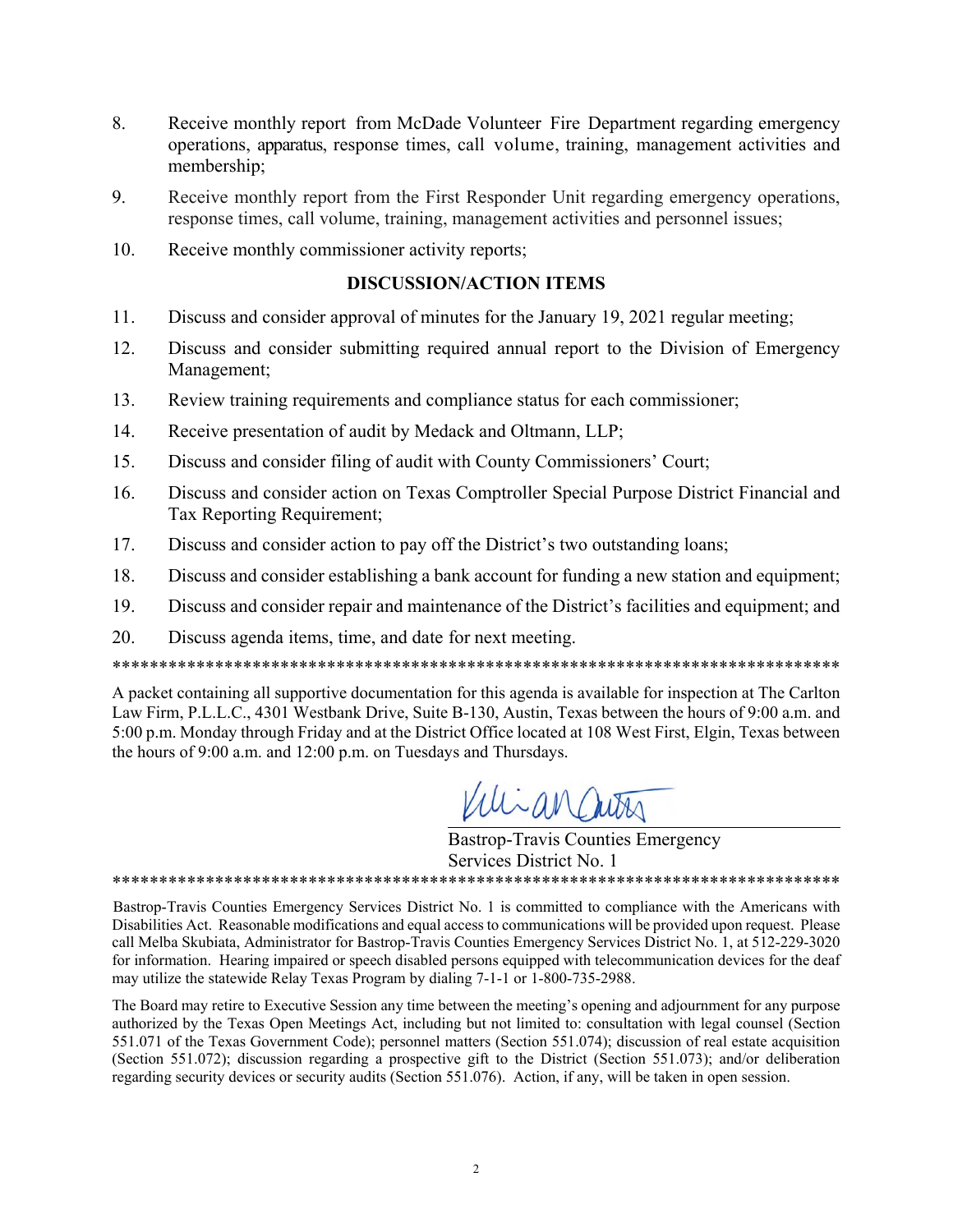8. Receive monthly report from McDade Volunteer Fire Department regarding emergency operations, apparatus, response times, call volume, training, management activities and membership;

9. Receive monthly report from the First Responder Unit regarding emergency operations, response times, call volume, training, management activities and personnel issues;

10. Receive monthly commissioner activity reports;

## DISCUSSION/ACTION ITEMS

11. Discuss and consider approval of minutes for the January 19, 2021 regular meeting;

12. Discuss and consider submitting required annual report to the Division of Emergency Management;

13. Review training requirements and compliance status for each commissioner;

14. Receive presentation of audit by Medack and Oltmann, LLP;

15. Discuss and consider filing of audit with County Commissioners' Court;

16. Discuss and consider action on Texas Comptroller Special Purpose District Financial and Tax Reporting Requirement;

17. Discuss and consider action to pay off the District's two outstanding loans;

18. Discuss and consider establishing a bank account for funding a new station and equipment;

19. Discuss and consider repair and maintenance of the District's facilities and equipment; and

20. Discuss agenda items, time, and date for next meeting.

********************************************************************************

A packet containing all supportive documentation for this agenda is available for inspection at The Carlton Law Firm, P.L.L.C., 4301 Westbank Drive, Suite B-130, Austin, Texas between the hours of 9:00 a.m. and 5:00 p.m. Monday through Friday and at the District Office located at 108 West First, Elgin, Texas between the hours of 9:00 a.m. and 12:00 p.m. on Tuesdays and Thursdays.

Bastrop-Travis Counties Emergency Services District No. 1

********************************************************************************

Bastrop-Travis Counties Emergency Services District No. 1 is committed to compliance with the Americans with Disabilities Act. Reasonable modifications and equal access to communications will be provided upon request. Please call Melba Skubiata, Administrator for Bastrop-Travis Counties Emergency Services District No. 1, at 512-229-3020 for information. Hearing impaired or speech disabled persons equipped with telecommunication devices for the deaf may utilize the statewide Relay Texas Program by dialing 7-1-1 or 1-800-735-2988.

The Board may retire to Executive Session any time between the meeting's opening and adjournment for any purpose authorized by the Texas Open Meetings Act, including but not limited to: consultation with legal counsel (Section 551.071 of the Texas Government Code); personnel matters (Section 551.074); discussion of real estate acquisition (Section 551.072); discussion regarding a prospective gift to the District (Section 551.073); and/or deliberation regarding security devices or security audits (Section 551.076). Action, if any, will be taken in open session.